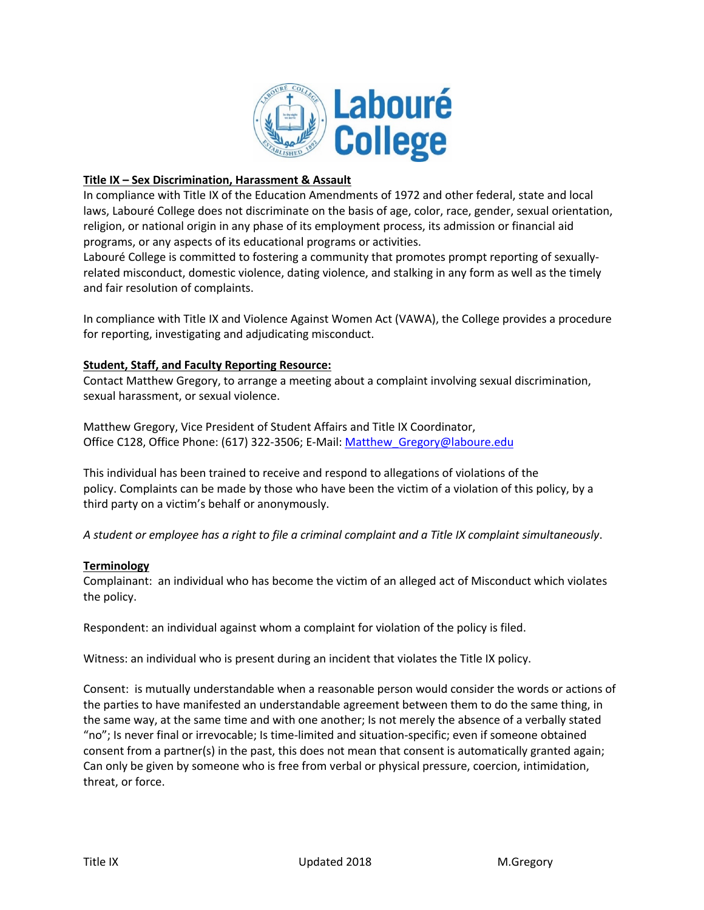## Title IX – Sex Discrimination, Harassment & Assault

In compliance with Title IX of the Education Amendments of 1972 and other federal, state and local laws, Labouré College does not discriminate on the basis of age, color, race, gender, sexual orientation, religion, or national origin in any phase of its employment process, its admission or financial aid programs, or any aspects of its educational programs or activities.

Labouré College is committed to fostering a community that promotes prompt reporting of sexually-related misconduct, domestic violence, dating violence, and stalking in any form as well as the timely and fair resolution of complaints.

In compliance with Title IX and Violence Against Women Act (VAWA), the College provides a procedure for reporting, investigating and adjudicating misconduct.

## Student, Staff, and Faculty Reporting Resource:

Contact Matthew Gregory, to arrange a meeting about a complaint involving sexual discrimination, sexual harassment, or sexual violence.

Matthew Gregory, Vice President of Student Affairs and Title IX Coordinator,
Office C128, Office Phone: (617) 322-3506; E-Mail: Matthew_Gregory@laboure.edu

This individual has been trained to receive and respond to allegations of violations of the policy. Complaints can be made by those who have been the victim of a violation of this policy, by a third party on a victim's behalf or anonymously.

*A student or employee has a right to file a criminal complaint and a Title IX complaint simultaneously*.

## Terminology

Complainant: an individual who has become the victim of an alleged act of Misconduct which violates the policy.

Respondent: an individual against whom a complaint for violation of the policy is filed.

Witness: an individual who is present during an incident that violates the Title IX policy.

Consent: is mutually understandable when a reasonable person would consider the words or actions of the parties to have manifested an understandable agreement between them to do the same thing, in the same way, at the same time and with one another; Is not merely the absence of a verbally stated "no"; Is never final or irrevocable; Is time-limited and situation-specific; even if someone obtained consent from a partner(s) in the past, this does not mean that consent is automatically granted again; Can only be given by someone who is free from verbal or physical pressure, coercion, intimidation, threat, or force.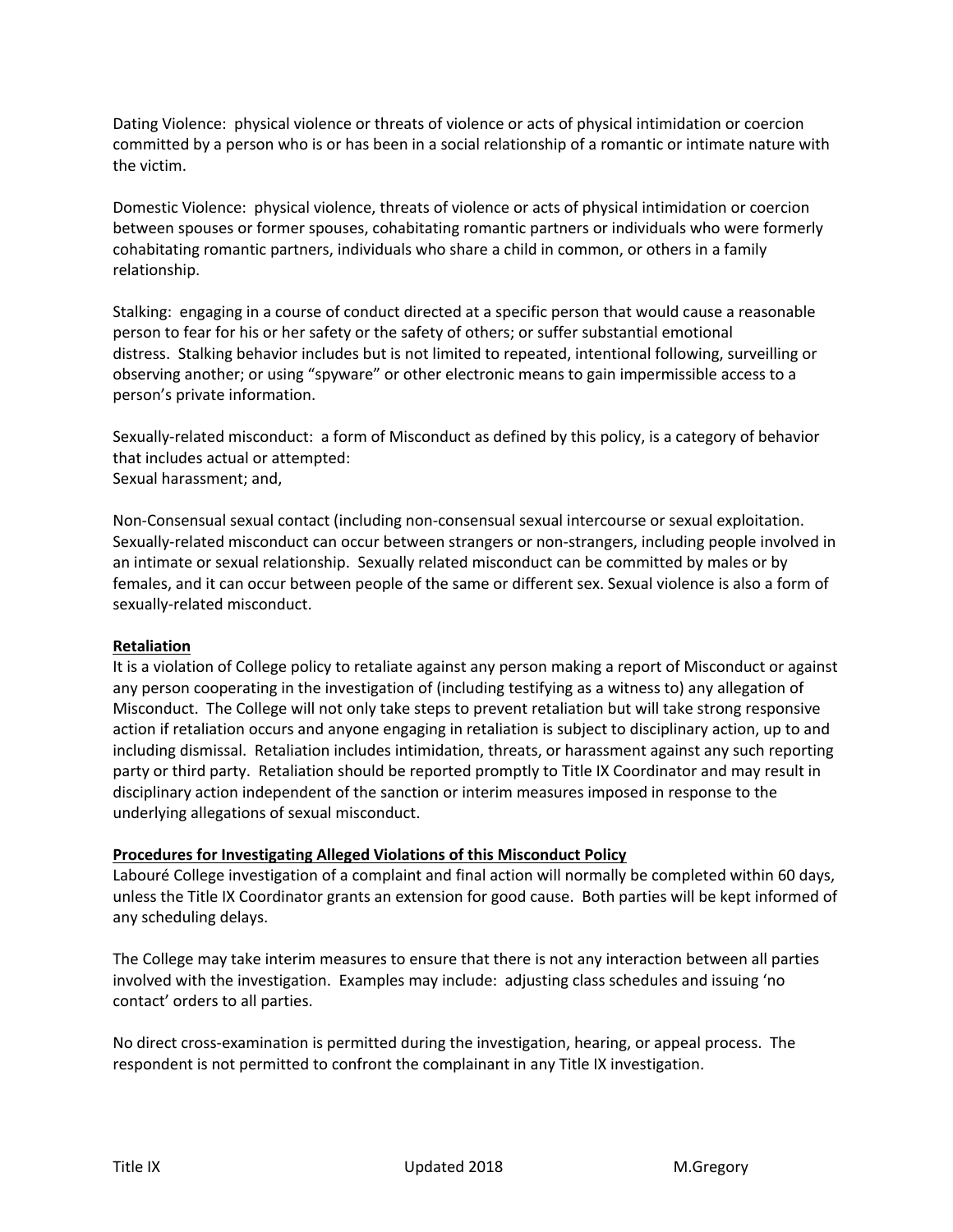Dating Violence: physical violence or threats of violence or acts of physical intimidation or coercion committed by a person who is or has been in a social relationship of a romantic or intimate nature with the victim.

Domestic Violence: physical violence, threats of violence or acts of physical intimidation or coercion between spouses or former spouses, cohabitating romantic partners or individuals who were formerly cohabitating romantic partners, individuals who share a child in common, or others in a family relationship.

Stalking: engaging in a course of conduct directed at a specific person that would cause a reasonable person to fear for his or her safety or the safety of others; or suffer substantial emotional distress. Stalking behavior includes but is not limited to repeated, intentional following, surveilling or observing another; or using "spyware" or other electronic means to gain impermissible access to a person's private information.

Sexually-related misconduct: a form of Misconduct as defined by this policy, is a category of behavior that includes actual or attempted:
Sexual harassment; and,

Non-Consensual sexual contact (including non-consensual sexual intercourse or sexual exploitation. Sexually-related misconduct can occur between strangers or non-strangers, including people involved in an intimate or sexual relationship. Sexually related misconduct can be committed by males or by females, and it can occur between people of the same or different sex. Sexual violence is also a form of sexually-related misconduct.

**Retaliation**

It is a violation of College policy to retaliate against any person making a report of Misconduct or against any person cooperating in the investigation of (including testifying as a witness to) any allegation of Misconduct. The College will not only take steps to prevent retaliation but will take strong responsive action if retaliation occurs and anyone engaging in retaliation is subject to disciplinary action, up to and including dismissal. Retaliation includes intimidation, threats, or harassment against any such reporting party or third party. Retaliation should be reported promptly to Title IX Coordinator and may result in disciplinary action independent of the sanction or interim measures imposed in response to the underlying allegations of sexual misconduct.

**Procedures for Investigating Alleged Violations of this Misconduct Policy**

Labouré College investigation of a complaint and final action will normally be completed within 60 days, unless the Title IX Coordinator grants an extension for good cause. Both parties will be kept informed of any scheduling delays.

The College may take interim measures to ensure that there is not any interaction between all parties involved with the investigation. Examples may include: adjusting class schedules and issuing 'no contact' orders to all parties.

No direct cross-examination is permitted during the investigation, hearing, or appeal process. The respondent is not permitted to confront the complainant in any Title IX investigation.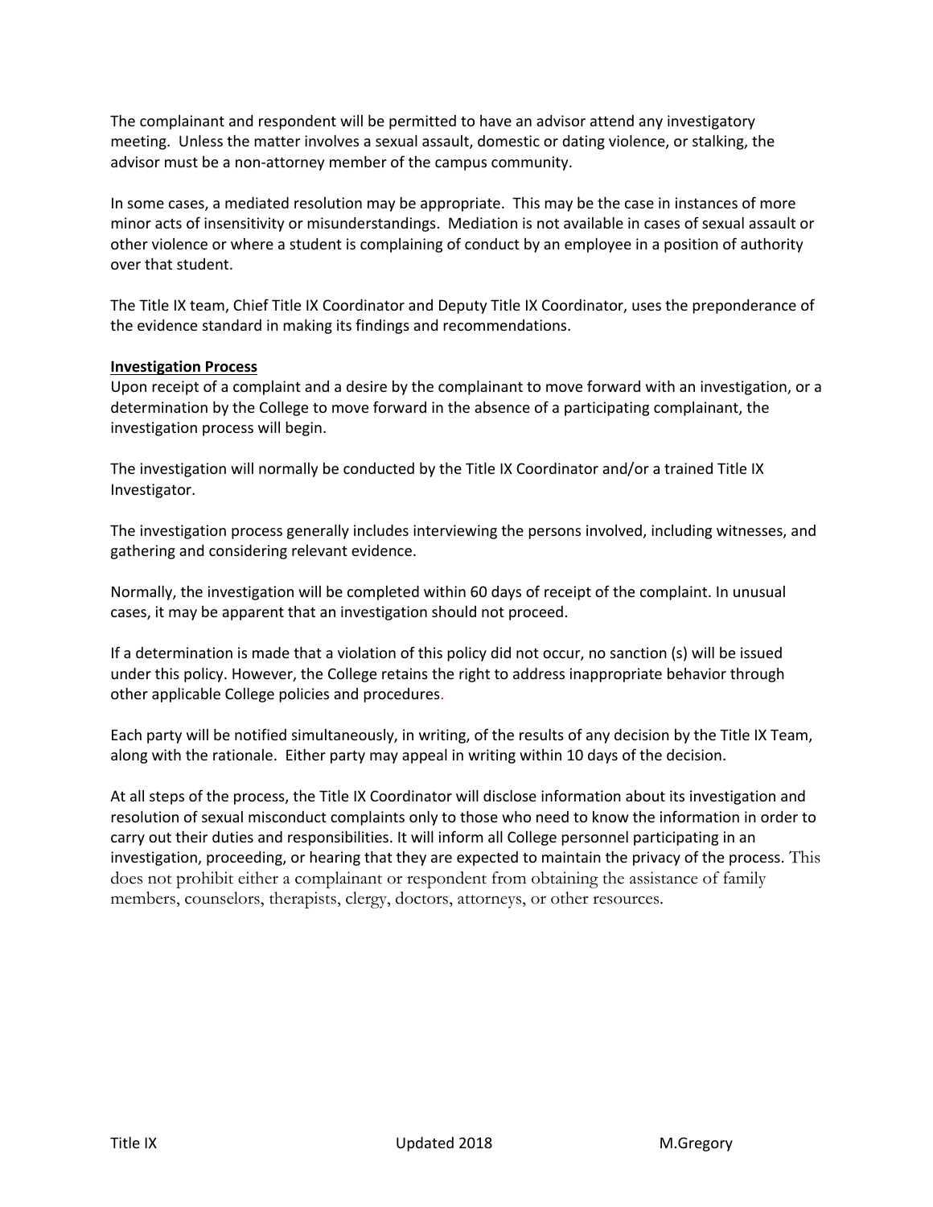The complainant and respondent will be permitted to have an advisor attend any investigatory meeting. Unless the matter involves a sexual assault, domestic or dating violence, or stalking, the advisor must be a non-attorney member of the campus community.

In some cases, a mediated resolution may be appropriate. This may be the case in instances of more minor acts of insensitivity or misunderstandings. Mediation is not available in cases of sexual assault or other violence or where a student is complaining of conduct by an employee in a position of authority over that student.

The Title IX team, Chief Title IX Coordinator and Deputy Title IX Coordinator, uses the preponderance of the evidence standard in making its findings and recommendations.

**Investigation Process**

Upon receipt of a complaint and a desire by the complainant to move forward with an investigation, or a determination by the College to move forward in the absence of a participating complainant, the investigation process will begin.

The investigation will normally be conducted by the Title IX Coordinator and/or a trained Title IX Investigator.

The investigation process generally includes interviewing the persons involved, including witnesses, and gathering and considering relevant evidence.

Normally, the investigation will be completed within 60 days of receipt of the complaint. In unusual cases, it may be apparent that an investigation should not proceed.

If a determination is made that a violation of this policy did not occur, no sanction (s) will be issued under this policy. However, the College retains the right to address inappropriate behavior through other applicable College policies and procedures.

Each party will be notified simultaneously, in writing, of the results of any decision by the Title IX Team, along with the rationale. Either party may appeal in writing within 10 days of the decision.

At all steps of the process, the Title IX Coordinator will disclose information about its investigation and resolution of sexual misconduct complaints only to those who need to know the information in order to carry out their duties and responsibilities. It will inform all College personnel participating in an investigation, proceeding, or hearing that they are expected to maintain the privacy of the process. This does not prohibit either a complainant or respondent from obtaining the assistance of family members, counselors, therapists, clergy, doctors, attorneys, or other resources.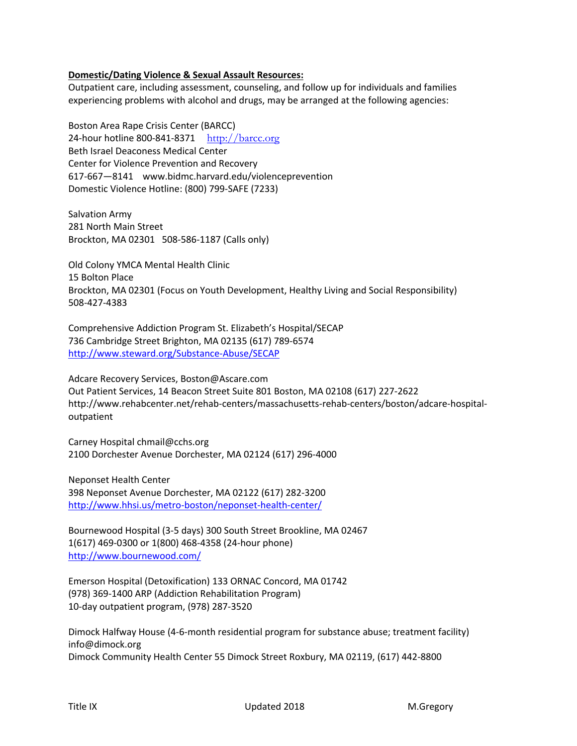**Domestic/Dating Violence & Sexual Assault Resources:**

Outpatient care, including assessment, counseling, and follow up for individuals and families experiencing problems with alcohol and drugs, may be arranged at the following agencies:

Boston Area Rape Crisis Center (BARCC)
24-hour hotline 800-841-8371 http://barcc.org
Beth Israel Deaconess Medical Center
Center for Violence Prevention and Recovery
617-667—8141 www.bidmc.harvard.edu/violenceprevention
Domestic Violence Hotline: (800) 799-SAFE (7233)

Salvation Army
281 North Main Street
Brockton, MA 02301 508-586-1187 (Calls only)

Old Colony YMCA Mental Health Clinic
15 Bolton Place
Brockton, MA 02301 (Focus on Youth Development, Healthy Living and Social Responsibility)
508-427-4383

Comprehensive Addiction Program St. Elizabeth's Hospital/SECAP
736 Cambridge Street Brighton, MA 02135 (617) 789-6574
http://www.steward.org/Substance-Abuse/SECAP

Adcare Recovery Services, Boston@Ascare.com
Out Patient Services, 14 Beacon Street Suite 801 Boston, MA 02108 (617) 227-2622
http://www.rehabcenter.net/rehab-centers/massachusetts-rehab-centers/boston/adcare-hospital-outpatient

Carney Hospital chmail@cchs.org
2100 Dorchester Avenue Dorchester, MA 02124 (617) 296-4000

Neponset Health Center
398 Neponset Avenue Dorchester, MA 02122 (617) 282-3200
http://www.hhsi.us/metro-boston/neponset-health-center/

Bournewood Hospital (3-5 days) 300 South Street Brookline, MA 02467
1(617) 469-0300 or 1(800) 468-4358 (24-hour phone)
http://www.bournewood.com/

Emerson Hospital (Detoxification) 133 ORNAC Concord, MA 01742
(978) 369-1400 ARP (Addiction Rehabilitation Program)
10-day outpatient program, (978) 287-3520

Dimock Halfway House (4-6-month residential program for substance abuse; treatment facility)
info@dimock.org
Dimock Community Health Center 55 Dimock Street Roxbury, MA 02119, (617) 442-8800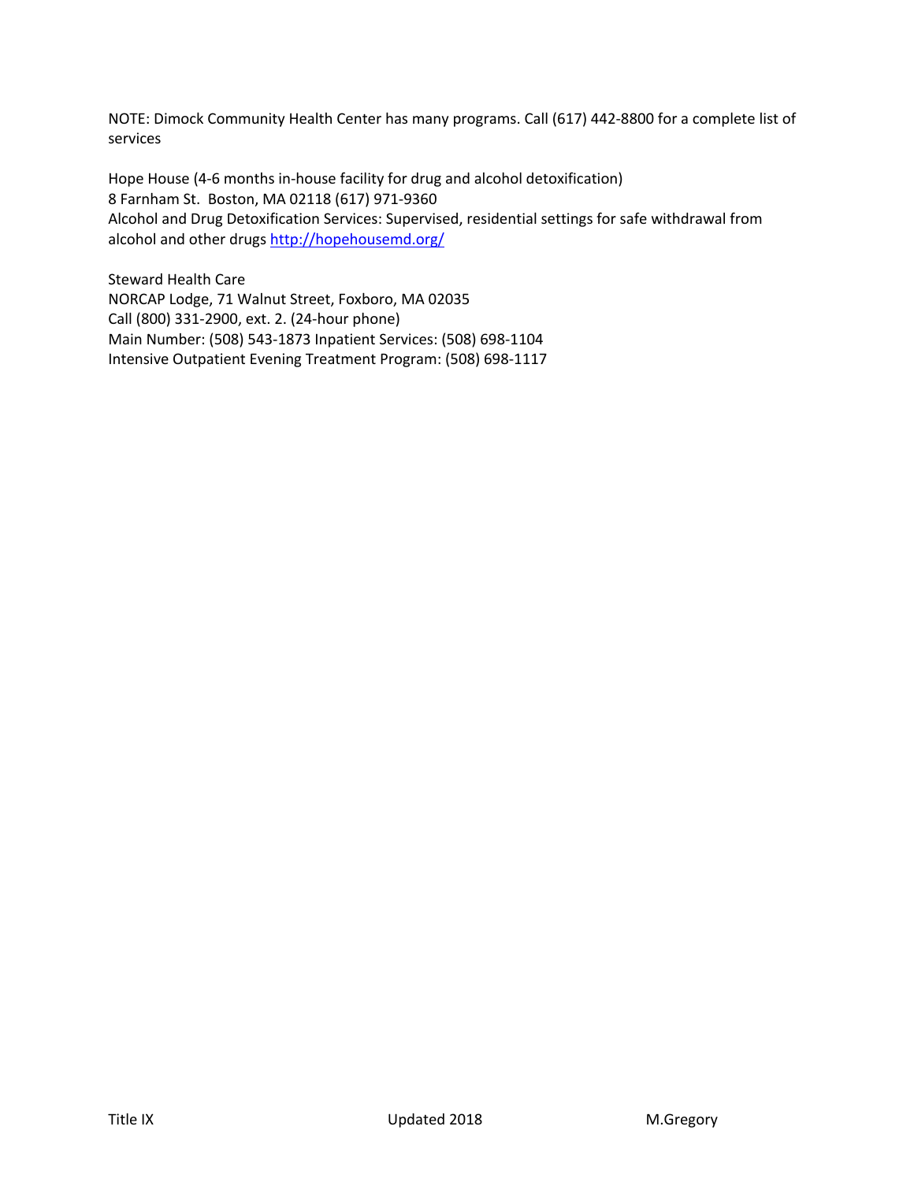NOTE: Dimock Community Health Center has many programs. Call (617) 442-8800 for a complete list of services

Hope House (4-6 months in-house facility for drug and alcohol detoxification)
8 Farnham St. Boston, MA 02118 (617) 971-9360
Alcohol and Drug Detoxification Services: Supervised, residential settings for safe withdrawal from alcohol and other drugs http://hopehousemd.org/

Steward Health Care
NORCAP Lodge, 71 Walnut Street, Foxboro, MA 02035
Call (800) 331-2900, ext. 2. (24-hour phone)
Main Number: (508) 543-1873 Inpatient Services: (508) 698-1104
Intensive Outpatient Evening Treatment Program: (508) 698-1117